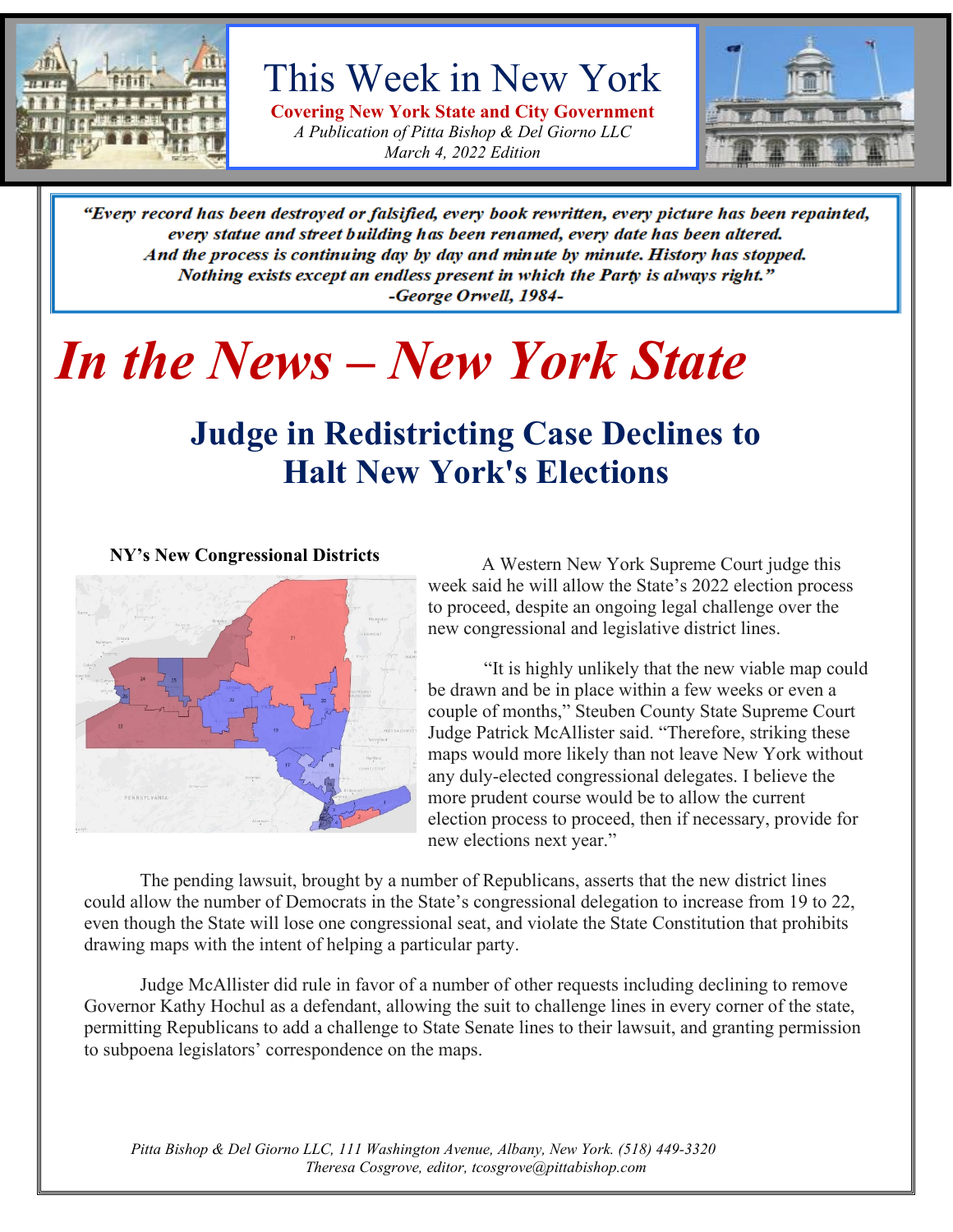# This Week in New York

**Covering New York State and City Government**

*A Publication of Pitta Bishop & Del Giorno LLC*

*March 4, 2022 Edition*

> ***"Every record has been destroyed or falsified, every book rewritten, every picture has been repainted, every statue and street building has been renamed, every date has been altered. And the process is continuing day by day and minute by minute. History has stopped. Nothing exists except an endless present in which the Party is always right."***
> ***-George Orwell, 1984-***

# *In the News – New York State*

## Judge in Redistricting Case Declines to Halt New York's Elections

**NY's New Congressional Districts**

A Western New York Supreme Court judge this week said he will allow the State's 2022 election process to proceed, despite an ongoing legal challenge over the new congressional and legislative district lines.

"It is highly unlikely that the new viable map could be drawn and be in place within a few weeks or even a couple of months," Steuben County State Supreme Court Judge Patrick McAllister said. "Therefore, striking these maps would more likely than not leave New York without any duly-elected congressional delegates. I believe the more prudent course would be to allow the current election process to proceed, then if necessary, provide for new elections next year."

The pending lawsuit, brought by a number of Republicans, asserts that the new district lines could allow the number of Democrats in the State's congressional delegation to increase from 19 to 22, even though the State will lose one congressional seat, and violate the State Constitution that prohibits drawing maps with the intent of helping a particular party.

Judge McAllister did rule in favor of a number of other requests including declining to remove Governor Kathy Hochul as a defendant, allowing the suit to challenge lines in every corner of the state, permitting Republicans to add a challenge to State Senate lines to their lawsuit, and granting permission to subpoena legislators' correspondence on the maps.

*Pitta Bishop & Del Giorno LLC, 111 Washington Avenue, Albany, New York. (518) 449-3320*
*Theresa Cosgrove, editor, tcosgrove@pittabishop.com*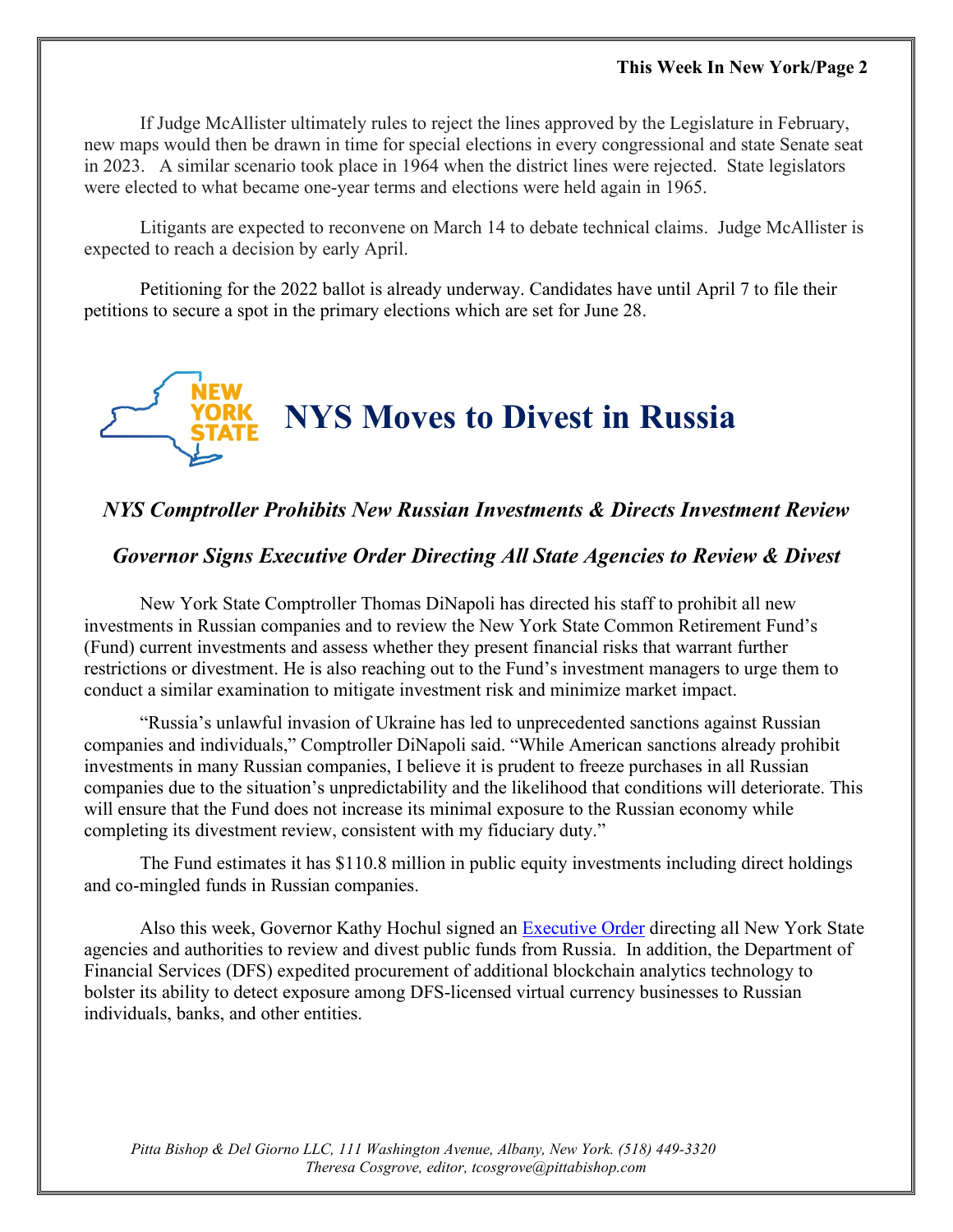If Judge McAllister ultimately rules to reject the lines approved by the Legislature in February, new maps would then be drawn in time for special elections in every congressional and state Senate seat in 2023. A similar scenario took place in 1964 when the district lines were rejected. State legislators were elected to what became one-year terms and elections were held again in 1965.

Litigants are expected to reconvene on March 14 to debate technical claims. Judge McAllister is expected to reach a decision by early April.

Petitioning for the 2022 ballot is already underway. Candidates have until April 7 to file their petitions to secure a spot in the primary elections which are set for June 28.

# NYS Moves to Divest in Russia

### *NYS Comptroller Prohibits New Russian Investments & Directs Investment Review*

### *Governor Signs Executive Order Directing All State Agencies to Review & Divest*

New York State Comptroller Thomas DiNapoli has directed his staff to prohibit all new investments in Russian companies and to review the New York State Common Retirement Fund's (Fund) current investments and assess whether they present financial risks that warrant further restrictions or divestment. He is also reaching out to the Fund's investment managers to urge them to conduct a similar examination to mitigate investment risk and minimize market impact.

"Russia's unlawful invasion of Ukraine has led to unprecedented sanctions against Russian companies and individuals," Comptroller DiNapoli said. "While American sanctions already prohibit investments in many Russian companies, I believe it is prudent to freeze purchases in all Russian companies due to the situation's unpredictability and the likelihood that conditions will deteriorate. This will ensure that the Fund does not increase its minimal exposure to the Russian economy while completing its divestment review, consistent with my fiduciary duty."

The Fund estimates it has $110.8 million in public equity investments including direct holdings and co-mingled funds in Russian companies.

Also this week, Governor Kathy Hochul signed an Executive Order directing all New York State agencies and authorities to review and divest public funds from Russia. In addition, the Department of Financial Services (DFS) expedited procurement of additional blockchain analytics technology to bolster its ability to detect exposure among DFS-licensed virtual currency businesses to Russian individuals, banks, and other entities.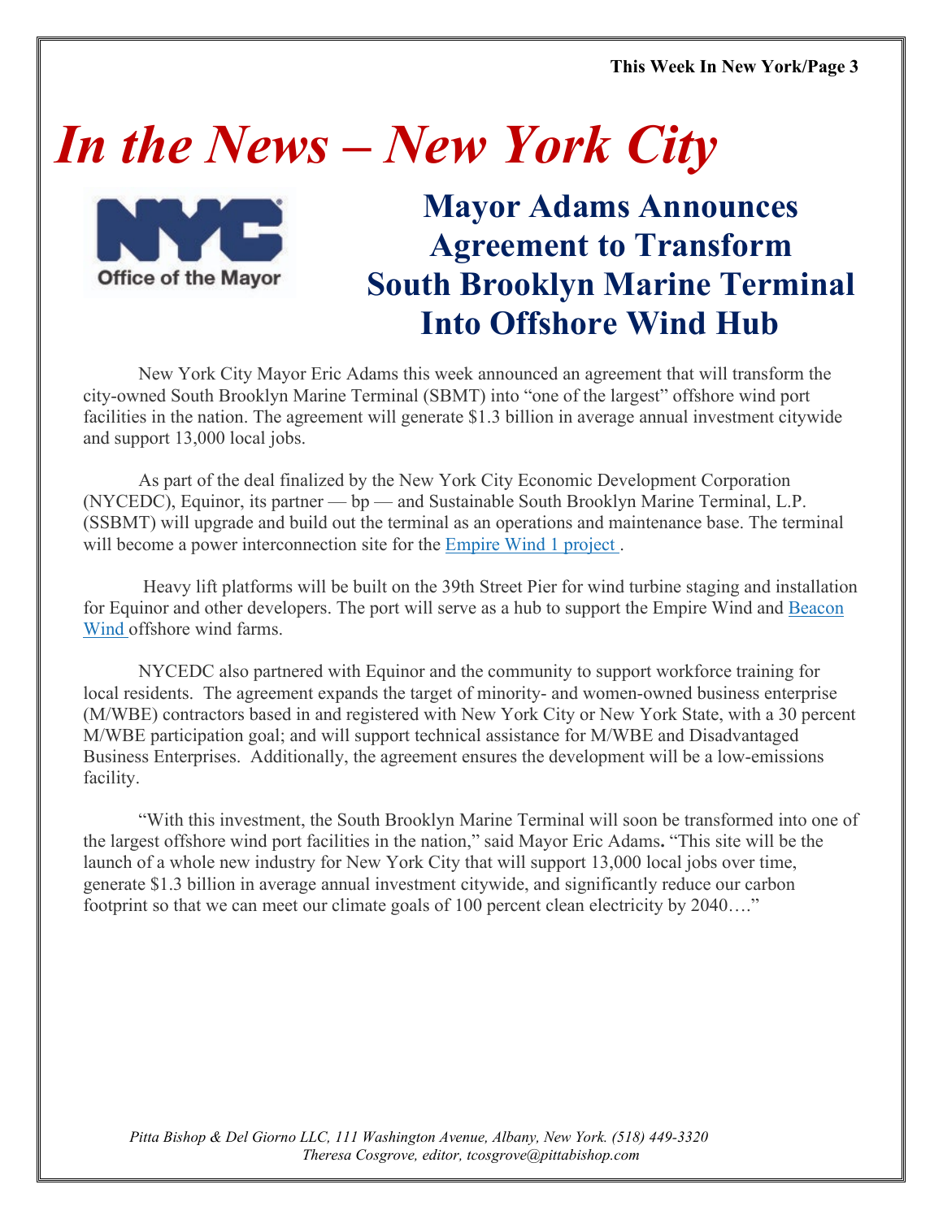# *In the News – New York City*

## Mayor Adams Announces Agreement to Transform South Brooklyn Marine Terminal Into Offshore Wind Hub

New York City Mayor Eric Adams this week announced an agreement that will transform the city-owned South Brooklyn Marine Terminal (SBMT) into "one of the largest" offshore wind port facilities in the nation. The agreement will generate $1.3 billion in average annual investment citywide and support 13,000 local jobs.

As part of the deal finalized by the New York City Economic Development Corporation (NYCEDC), Equinor, its partner — bp — and Sustainable South Brooklyn Marine Terminal, L.P. (SSBMT) will upgrade and build out the terminal as an operations and maintenance base. The terminal will become a power interconnection site for the Empire Wind 1 project.

Heavy lift platforms will be built on the 39th Street Pier for wind turbine staging and installation for Equinor and other developers. The port will serve as a hub to support the Empire Wind and Beacon Wind offshore wind farms.

NYCEDC also partnered with Equinor and the community to support workforce training for local residents. The agreement expands the target of minority- and women-owned business enterprise (M/WBE) contractors based in and registered with New York City or New York State, with a 30 percent M/WBE participation goal; and will support technical assistance for M/WBE and Disadvantaged Business Enterprises. Additionally, the agreement ensures the development will be a low-emissions facility.

"With this investment, the South Brooklyn Marine Terminal will soon be transformed into one of the largest offshore wind port facilities in the nation," said Mayor Eric Adams**.** "This site will be the launch of a whole new industry for New York City that will support 13,000 local jobs over time, generate $1.3 billion in average annual investment citywide, and significantly reduce our carbon footprint so that we can meet our climate goals of 100 percent clean electricity by 2040…."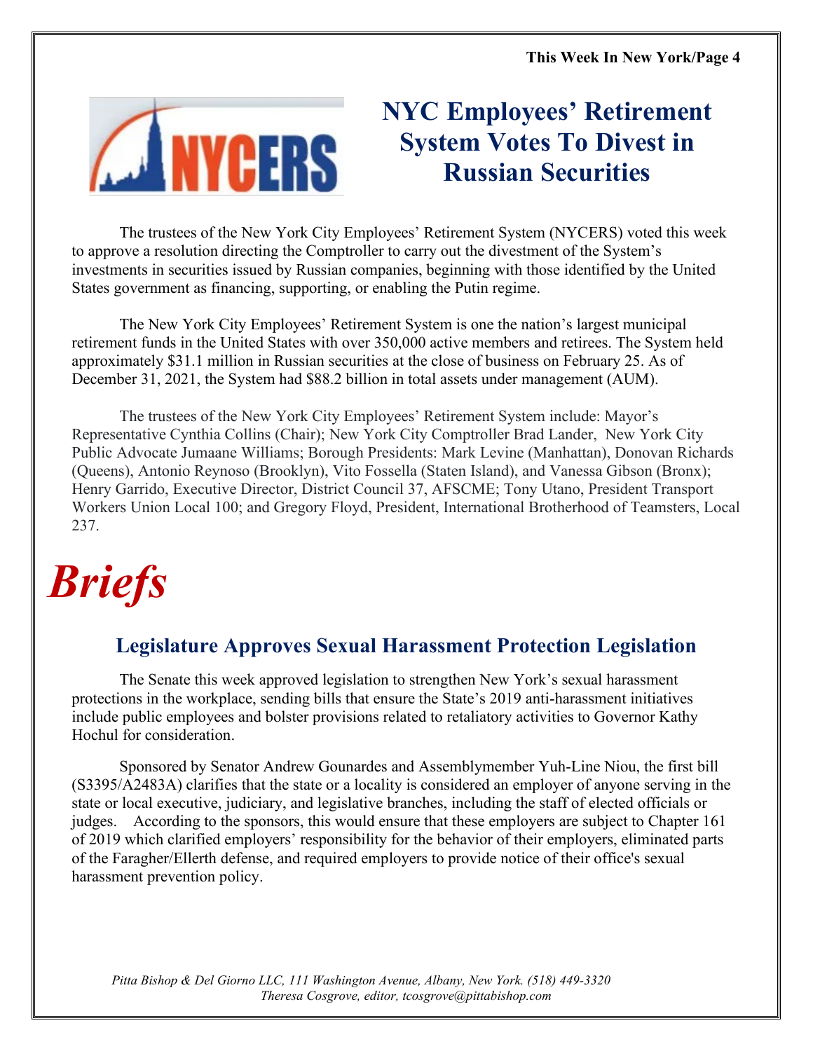# NYC Employees' Retirement System Votes To Divest in Russian Securities

The trustees of the New York City Employees' Retirement System (NYCERS) voted this week to approve a resolution directing the Comptroller to carry out the divestment of the System's investments in securities issued by Russian companies, beginning with those identified by the United States government as financing, supporting, or enabling the Putin regime.

The New York City Employees' Retirement System is one the nation's largest municipal retirement funds in the United States with over 350,000 active members and retirees. The System held approximately $31.1 million in Russian securities at the close of business on February 25. As of December 31, 2021, the System had $88.2 billion in total assets under management (AUM).

The trustees of the New York City Employees' Retirement System include: Mayor's Representative Cynthia Collins (Chair); New York City Comptroller Brad Lander, New York City Public Advocate Jumaane Williams; Borough Presidents: Mark Levine (Manhattan), Donovan Richards (Queens), Antonio Reynoso (Brooklyn), Vito Fossella (Staten Island), and Vanessa Gibson (Bronx); Henry Garrido, Executive Director, District Council 37, AFSCME; Tony Utano, President Transport Workers Union Local 100; and Gregory Floyd, President, International Brotherhood of Teamsters, Local 237.

# *Briefs*

## Legislature Approves Sexual Harassment Protection Legislation

The Senate this week approved legislation to strengthen New York's sexual harassment protections in the workplace, sending bills that ensure the State's 2019 anti-harassment initiatives include public employees and bolster provisions related to retaliatory activities to Governor Kathy Hochul for consideration.

Sponsored by Senator Andrew Gounardes and Assemblymember Yuh-Line Niou, the first bill (S3395/A2483A) clarifies that the state or a locality is considered an employer of anyone serving in the state or local executive, judiciary, and legislative branches, including the staff of elected officials or judges. According to the sponsors, this would ensure that these employers are subject to Chapter 161 of 2019 which clarified employers' responsibility for the behavior of their employers, eliminated parts of the Faragher/Ellerth defense, and required employers to provide notice of their office's sexual harassment prevention policy.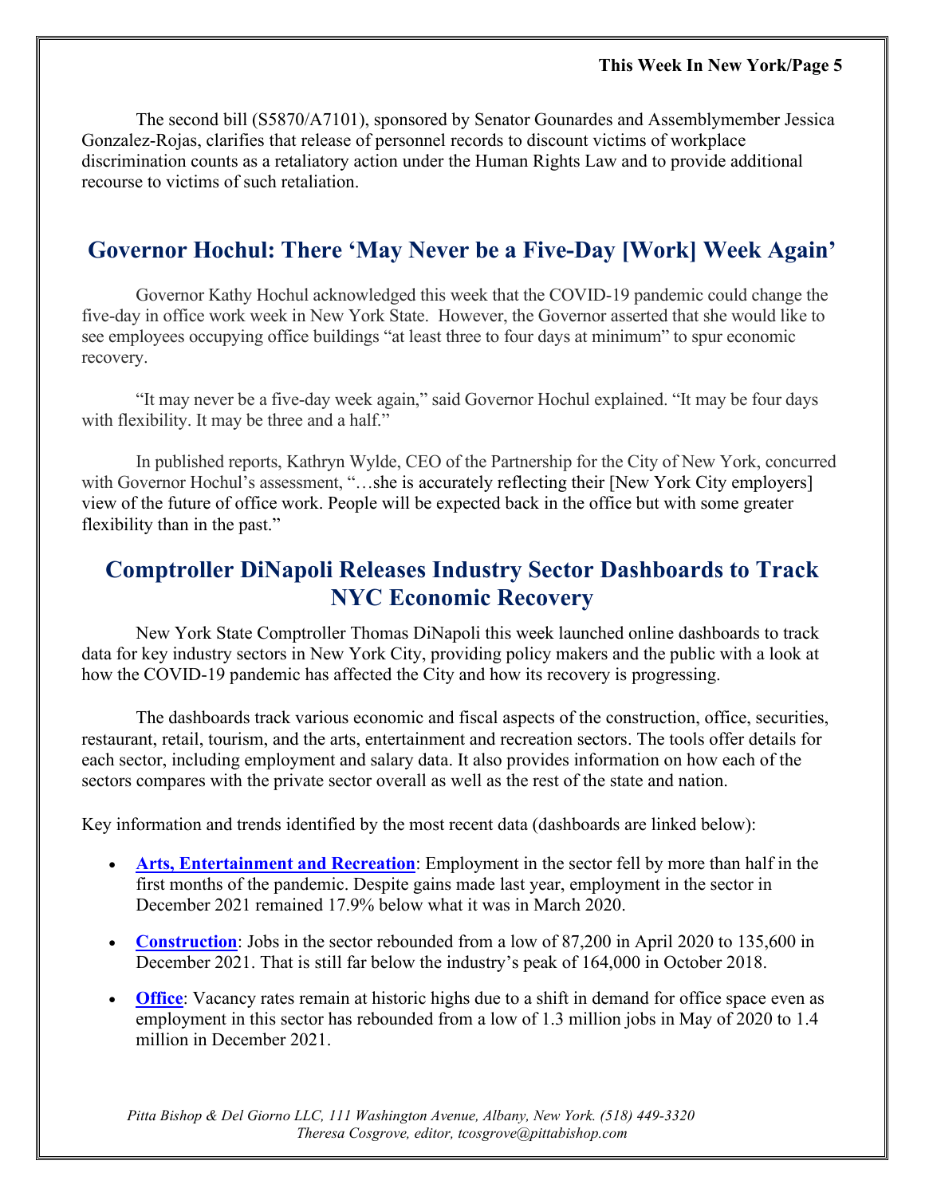The second bill (S5870/A7101), sponsored by Senator Gounardes and Assemblymember Jessica Gonzalez-Rojas, clarifies that release of personnel records to discount victims of workplace discrimination counts as a retaliatory action under the Human Rights Law and to provide additional recourse to victims of such retaliation.

## Governor Hochul: There 'May Never be a Five-Day [Work] Week Again'

Governor Kathy Hochul acknowledged this week that the COVID-19 pandemic could change the five-day in office work week in New York State. However, the Governor asserted that she would like to see employees occupying office buildings "at least three to four days at minimum" to spur economic recovery.

"It may never be a five-day week again," said Governor Hochul explained. "It may be four days with flexibility. It may be three and a half."

In published reports, Kathryn Wylde, CEO of the Partnership for the City of New York, concurred with Governor Hochul's assessment, "…she is accurately reflecting their [New York City employers] view of the future of office work. People will be expected back in the office but with some greater flexibility than in the past."

## Comptroller DiNapoli Releases Industry Sector Dashboards to Track NYC Economic Recovery

New York State Comptroller Thomas DiNapoli this week launched online dashboards to track data for key industry sectors in New York City, providing policy makers and the public with a look at how the COVID-19 pandemic has affected the City and how its recovery is progressing.

The dashboards track various economic and fiscal aspects of the construction, office, securities, restaurant, retail, tourism, and the arts, entertainment and recreation sectors. The tools offer details for each sector, including employment and salary data. It also provides information on how each of the sectors compares with the private sector overall as well as the rest of the state and nation.

Key information and trends identified by the most recent data (dashboards are linked below):

- **Arts, Entertainment and Recreation**: Employment in the sector fell by more than half in the first months of the pandemic. Despite gains made last year, employment in the sector in December 2021 remained 17.9% below what it was in March 2020.
- **Construction**: Jobs in the sector rebounded from a low of 87,200 in April 2020 to 135,600 in December 2021. That is still far below the industry's peak of 164,000 in October 2018.
- **Office**: Vacancy rates remain at historic highs due to a shift in demand for office space even as employment in this sector has rebounded from a low of 1.3 million jobs in May of 2020 to 1.4 million in December 2021.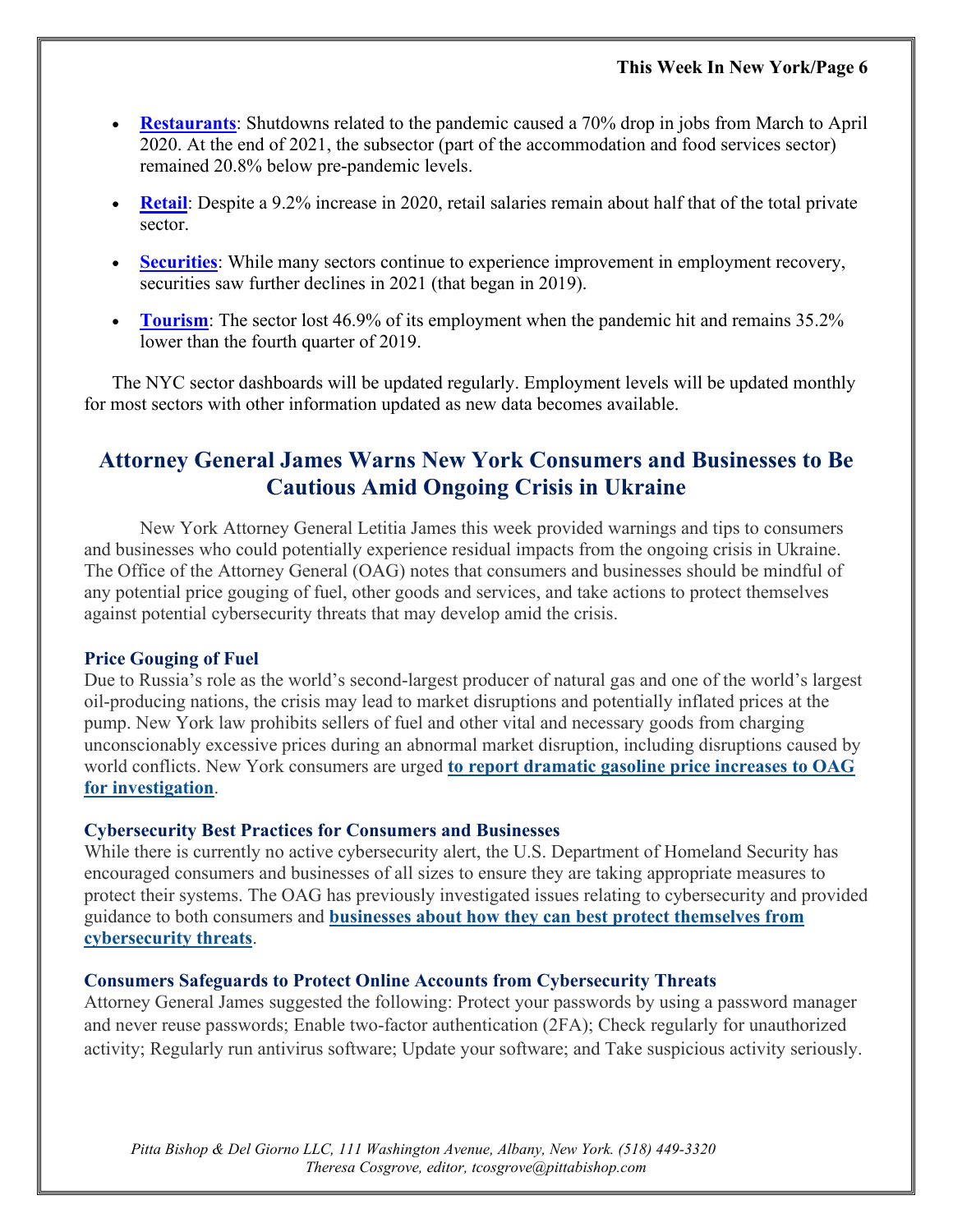- **Restaurants**: Shutdowns related to the pandemic caused a 70% drop in jobs from March to April 2020. At the end of 2021, the subsector (part of the accommodation and food services sector) remained 20.8% below pre-pandemic levels.
- **Retail**: Despite a 9.2% increase in 2020, retail salaries remain about half that of the total private sector.
- **Securities**: While many sectors continue to experience improvement in employment recovery, securities saw further declines in 2021 (that began in 2019).
- **Tourism**: The sector lost 46.9% of its employment when the pandemic hit and remains 35.2% lower than the fourth quarter of 2019.

The NYC sector dashboards will be updated regularly. Employment levels will be updated monthly for most sectors with other information updated as new data becomes available.

## Attorney General James Warns New York Consumers and Businesses to Be Cautious Amid Ongoing Crisis in Ukraine

New York Attorney General Letitia James this week provided warnings and tips to consumers and businesses who could potentially experience residual impacts from the ongoing crisis in Ukraine. The Office of the Attorney General (OAG) notes that consumers and businesses should be mindful of any potential price gouging of fuel, other goods and services, and take actions to protect themselves against potential cybersecurity threats that may develop amid the crisis.

### Price Gouging of Fuel

Due to Russia's role as the world's second-largest producer of natural gas and one of the world's largest oil-producing nations, the crisis may lead to market disruptions and potentially inflated prices at the pump. New York law prohibits sellers of fuel and other vital and necessary goods from charging unconscionably excessive prices during an abnormal market disruption, including disruptions caused by world conflicts. New York consumers are urged **to report dramatic gasoline price increases to OAG for investigation**.

### Cybersecurity Best Practices for Consumers and Businesses

While there is currently no active cybersecurity alert, the U.S. Department of Homeland Security has encouraged consumers and businesses of all sizes to ensure they are taking appropriate measures to protect their systems. The OAG has previously investigated issues relating to cybersecurity and provided guidance to both consumers and **businesses about how they can best protect themselves from cybersecurity threats**.

### Consumers Safeguards to Protect Online Accounts from Cybersecurity Threats

Attorney General James suggested the following: Protect your passwords by using a password manager and never reuse passwords; Enable two-factor authentication (2FA); Check regularly for unauthorized activity; Regularly run antivirus software; Update your software; and Take suspicious activity seriously.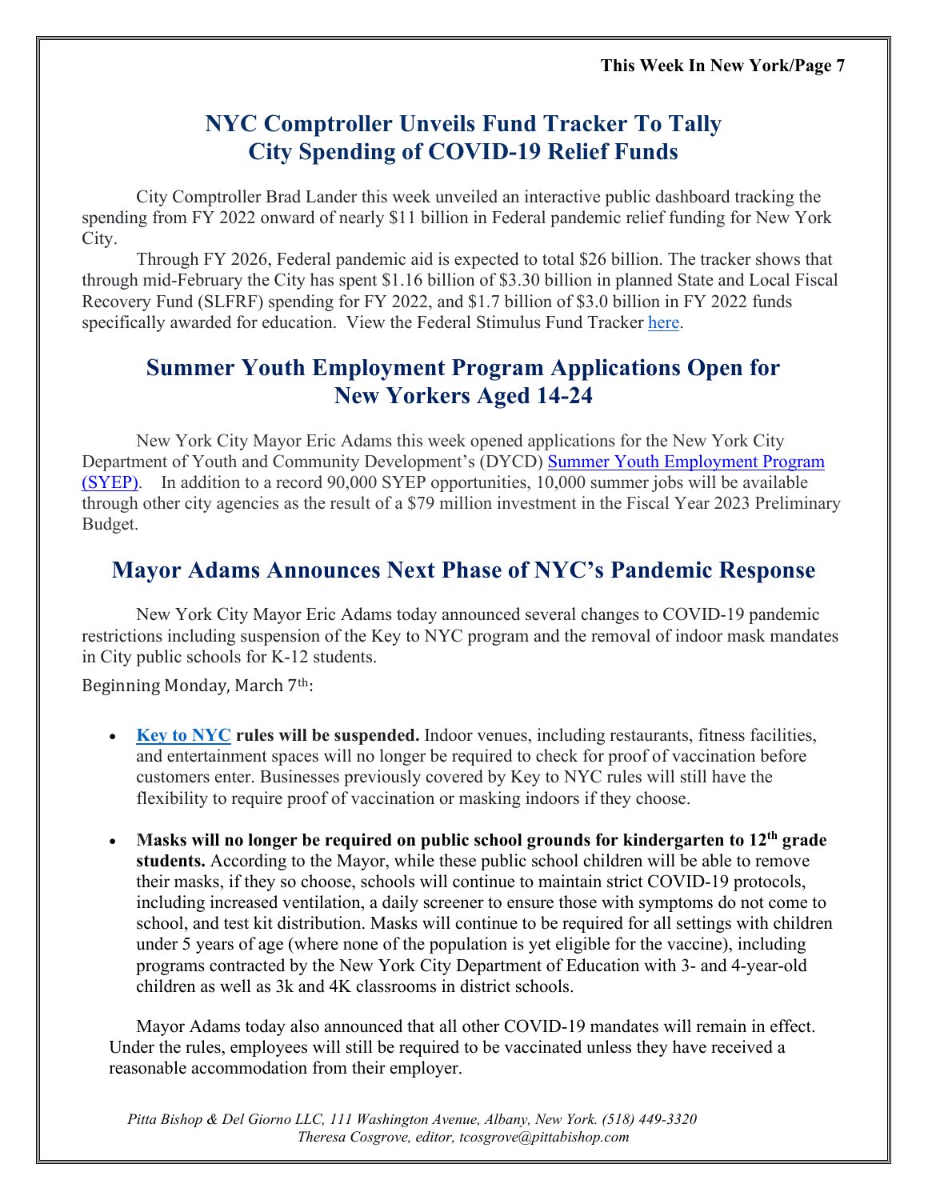## NYC Comptroller Unveils Fund Tracker To Tally City Spending of COVID-19 Relief Funds

City Comptroller Brad Lander this week unveiled an interactive public dashboard tracking the spending from FY 2022 onward of nearly $11 billion in Federal pandemic relief funding for New York City.

Through FY 2026, Federal pandemic aid is expected to total $26 billion. The tracker shows that through mid-February the City has spent $1.16 billion of $3.30 billion in planned State and Local Fiscal Recovery Fund (SLFRF) spending for FY 2022, and $1.7 billion of $3.0 billion in FY 2022 funds specifically awarded for education. View the Federal Stimulus Fund Tracker here.

## Summer Youth Employment Program Applications Open for New Yorkers Aged 14-24

New York City Mayor Eric Adams this week opened applications for the New York City Department of Youth and Community Development's (DYCD) Summer Youth Employment Program (SYEP). In addition to a record 90,000 SYEP opportunities, 10,000 summer jobs will be available through other city agencies as the result of a $79 million investment in the Fiscal Year 2023 Preliminary Budget.

## Mayor Adams Announces Next Phase of NYC's Pandemic Response

New York City Mayor Eric Adams today announced several changes to COVID-19 pandemic restrictions including suspension of the Key to NYC program and the removal of indoor mask mandates in City public schools for K-12 students.

Beginning Monday, March 7th:

- **Key to NYC rules will be suspended.** Indoor venues, including restaurants, fitness facilities, and entertainment spaces will no longer be required to check for proof of vaccination before customers enter. Businesses previously covered by Key to NYC rules will still have the flexibility to require proof of vaccination or masking indoors if they choose.

- **Masks will no longer be required on public school grounds for kindergarten to 12th grade students.** According to the Mayor, while these public school children will be able to remove their masks, if they so choose, schools will continue to maintain strict COVID-19 protocols, including increased ventilation, a daily screener to ensure those with symptoms do not come to school, and test kit distribution. Masks will continue to be required for all settings with children under 5 years of age (where none of the population is yet eligible for the vaccine), including programs contracted by the New York City Department of Education with 3- and 4-year-old children as well as 3k and 4K classrooms in district schools.

Mayor Adams today also announced that all other COVID-19 mandates will remain in effect. Under the rules, employees will still be required to be vaccinated unless they have received a reasonable accommodation from their employer.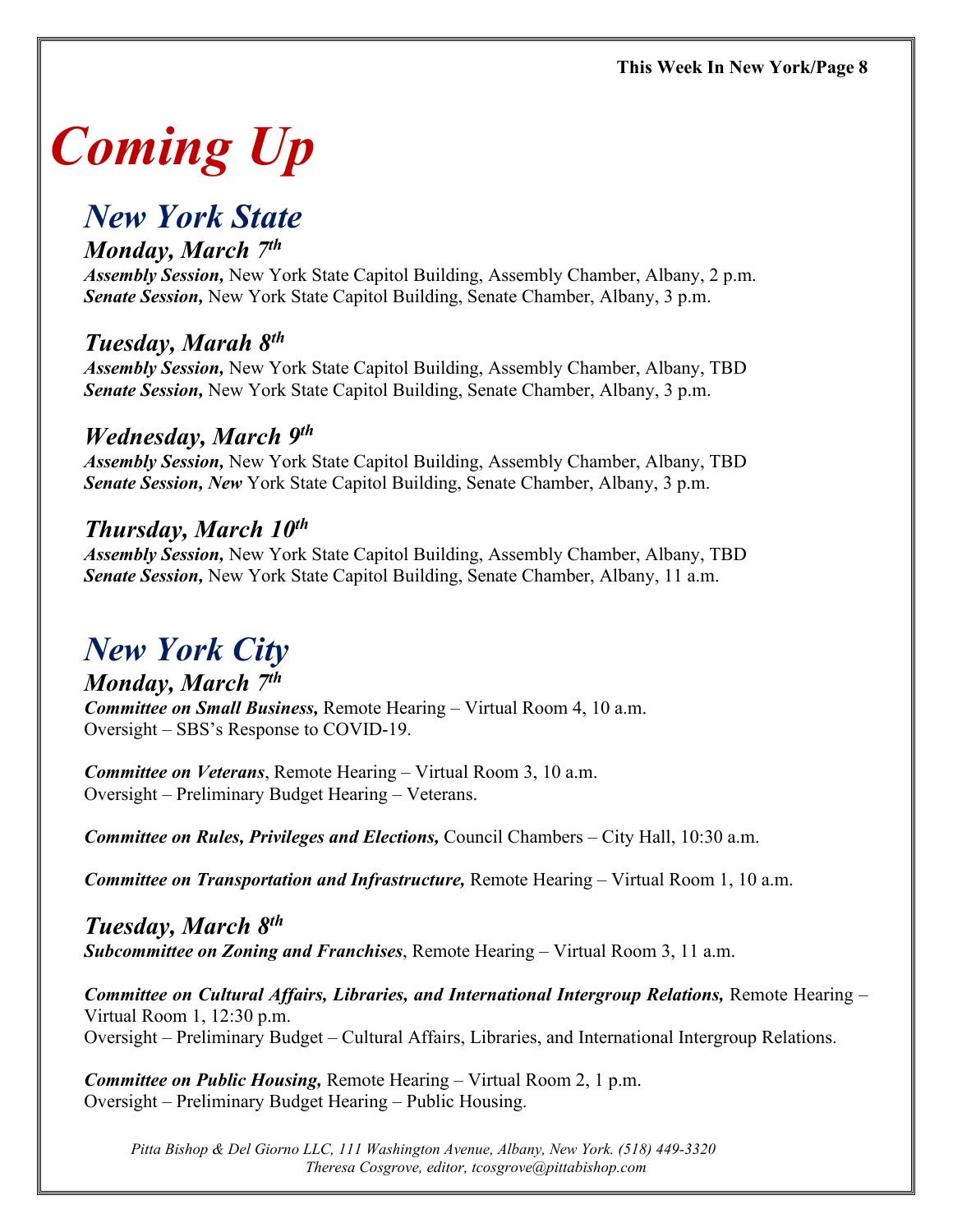# Coming Up

## New York State

### Monday, March 7th

***Assembly Session,*** New York State Capitol Building, Assembly Chamber, Albany, 2 p.m.
***Senate Session,*** New York State Capitol Building, Senate Chamber, Albany, 3 p.m.

### Tuesday, Marah 8th

***Assembly Session,*** New York State Capitol Building, Assembly Chamber, Albany, TBD
***Senate Session,*** New York State Capitol Building, Senate Chamber, Albany, 3 p.m.

### Wednesday, March 9th

***Assembly Session,*** New York State Capitol Building, Assembly Chamber, Albany, TBD
***Senate Session, New*** York State Capitol Building, Senate Chamber, Albany, 3 p.m.

### Thursday, March 10th

***Assembly Session,*** New York State Capitol Building, Assembly Chamber, Albany, TBD
***Senate Session,*** New York State Capitol Building, Senate Chamber, Albany, 11 a.m.

## New York City

### Monday, March 7th

***Committee on Small Business,*** Remote Hearing – Virtual Room 4, 10 a.m.
Oversight – SBS's Response to COVID-19.

***Committee on Veterans***, Remote Hearing – Virtual Room 3, 10 a.m.
Oversight – Preliminary Budget Hearing – Veterans.

***Committee on Rules, Privileges and Elections,*** Council Chambers – City Hall, 10:30 a.m.

***Committee on Transportation and Infrastructure,*** Remote Hearing – Virtual Room 1, 10 a.m.

### Tuesday, March 8th

***Subcommittee on Zoning and Franchises***, Remote Hearing – Virtual Room 3, 11 a.m.

***Committee on Cultural Affairs, Libraries, and International Intergroup Relations,*** Remote Hearing – Virtual Room 1, 12:30 p.m.
Oversight – Preliminary Budget – Cultural Affairs, Libraries, and International Intergroup Relations.

***Committee on Public Housing,*** Remote Hearing – Virtual Room 2, 1 p.m.
Oversight – Preliminary Budget Hearing – Public Housing.

*Pitta Bishop & Del Giorno LLC, 111 Washington Avenue, Albany, New York. (518) 449-3320*
*Theresa Cosgrove, editor, tcosgrove@pittabishop.com*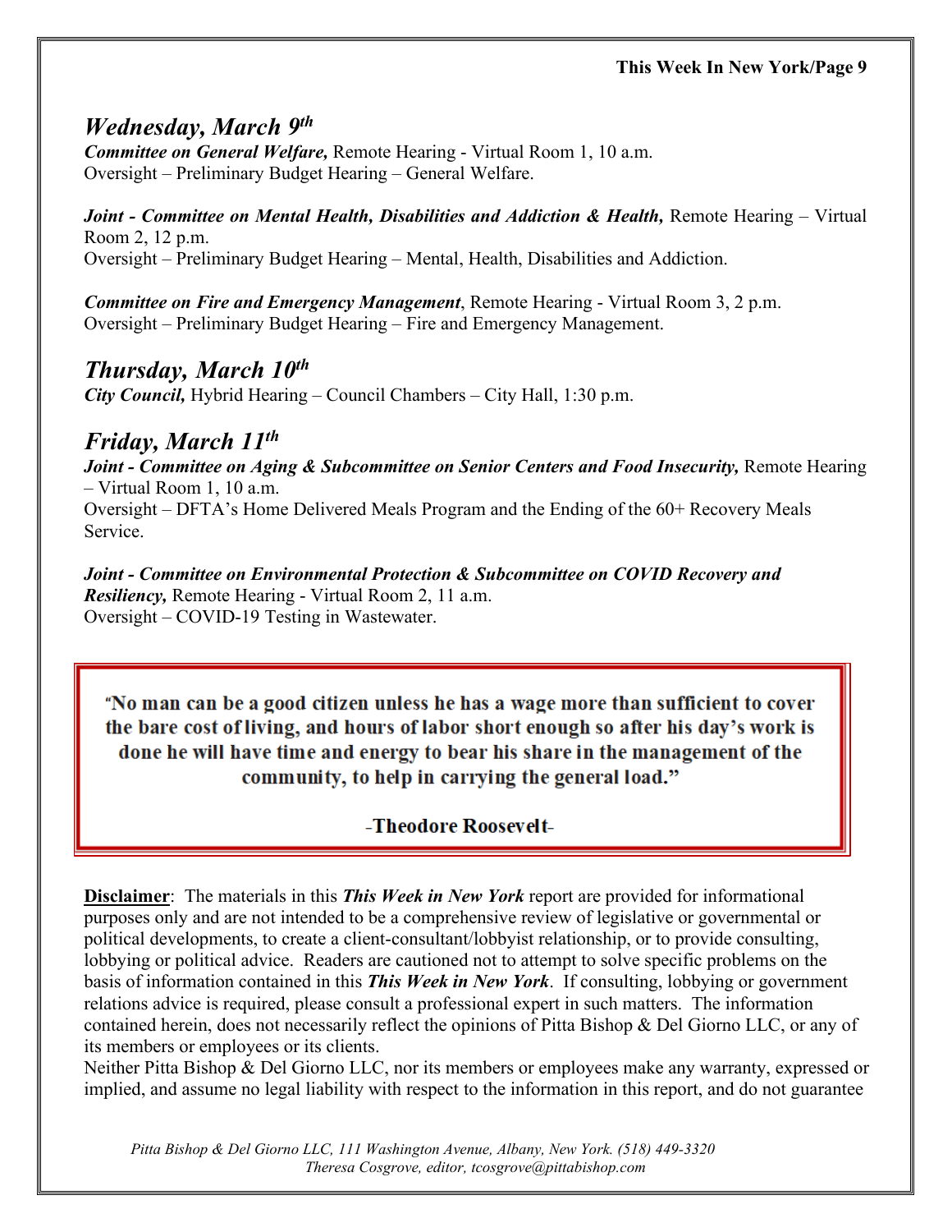## *Wednesday, March 9th*

***Committee on General Welfare,*** Remote Hearing - Virtual Room 1, 10 a.m.
Oversight – Preliminary Budget Hearing – General Welfare.

***Joint - Committee on Mental Health, Disabilities and Addiction & Health,*** Remote Hearing – Virtual Room 2, 12 p.m.
Oversight – Preliminary Budget Hearing – Mental, Health, Disabilities and Addiction.

***Committee on Fire and Emergency Management***, Remote Hearing - Virtual Room 3, 2 p.m.
Oversight – Preliminary Budget Hearing – Fire and Emergency Management.

## *Thursday, March 10th*

***City Council,*** Hybrid Hearing – Council Chambers – City Hall, 1:30 p.m.

## *Friday, March 11th*

***Joint - Committee on Aging & Subcommittee on Senior Centers and Food Insecurity,*** Remote Hearing – Virtual Room 1, 10 a.m.
Oversight – DFTA's Home Delivered Meals Program and the Ending of the 60+ Recovery Meals Service.

***Joint - Committee on Environmental Protection & Subcommittee on COVID Recovery and Resiliency,*** Remote Hearing - Virtual Room 2, 11 a.m.
Oversight – COVID-19 Testing in Wastewater.

> **"No man can be a good citizen unless he has a wage more than sufficient to cover the bare cost of living, and hours of labor short enough so after his day's work is done he will have time and energy to bear his share in the management of the community, to help in carrying the general load."**
>
> **-Theodore Roosevelt-**

**<u>Disclaimer</u>**: The materials in this ***This Week in New York*** report are provided for informational purposes only and are not intended to be a comprehensive review of legislative or governmental or political developments, to create a client-consultant/lobbyist relationship, or to provide consulting, lobbying or political advice. Readers are cautioned not to attempt to solve specific problems on the basis of information contained in this ***This Week in New York***. If consulting, lobbying or government relations advice is required, please consult a professional expert in such matters. The information contained herein, does not necessarily reflect the opinions of Pitta Bishop & Del Giorno LLC, or any of its members or employees or its clients.
Neither Pitta Bishop & Del Giorno LLC, nor its members or employees make any warranty, expressed or implied, and assume no legal liability with respect to the information in this report, and do not guarantee

*Pitta Bishop & Del Giorno LLC, 111 Washington Avenue, Albany, New York. (518) 449-3320*
*Theresa Cosgrove, editor, tcosgrove@pittabishop.com*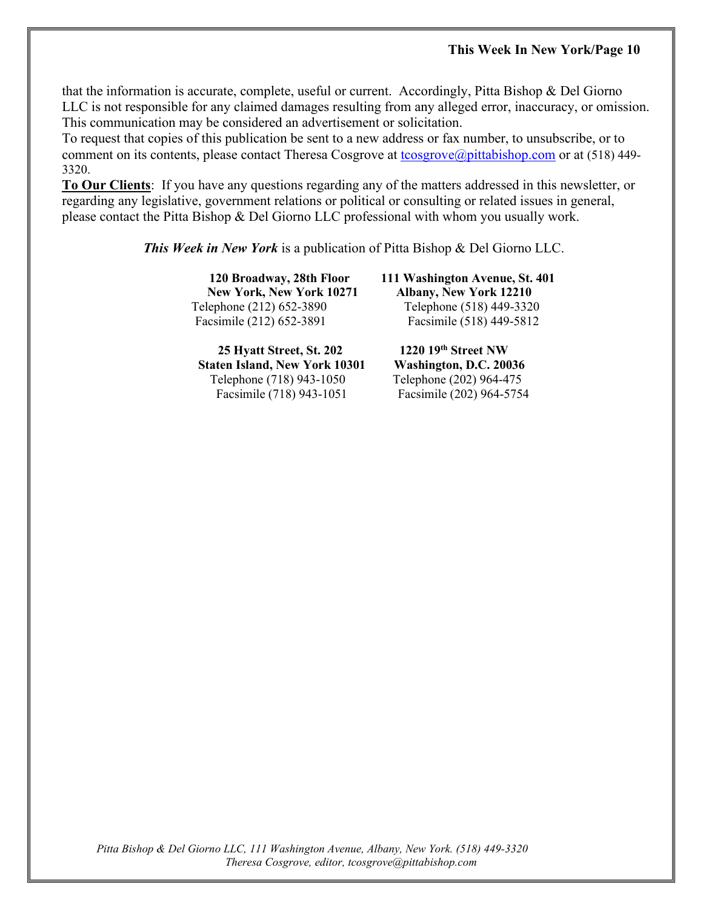that the information is accurate, complete, useful or current. Accordingly, Pitta Bishop & Del Giorno LLC is not responsible for any claimed damages resulting from any alleged error, inaccuracy, or omission. This communication may be considered an advertisement or solicitation.

To request that copies of this publication be sent to a new address or fax number, to unsubscribe, or to comment on its contents, please contact Theresa Cosgrove at tcosgrove@pittabishop.com or at (518) 449-3320.

**To Our Clients**: If you have any questions regarding any of the matters addressed in this newsletter, or regarding any legislative, government relations or political or consulting or related issues in general, please contact the Pitta Bishop & Del Giorno LLC professional with whom you usually work.

***This Week in New York*** is a publication of Pitta Bishop & Del Giorno LLC.

**120 Broadway, 28th Floor**
**New York, New York 10271**
Telephone (212) 652-3890
Facsimile (212) 652-3891

**111 Washington Avenue, St. 401**
**Albany, New York 12210**
Telephone (518) 449-3320
Facsimile (518) 449-5812

**25 Hyatt Street, St. 202**
**Staten Island, New York 10301**
Telephone (718) 943-1050
Facsimile (718) 943-1051

**1220 19th Street NW**
**Washington, D.C. 20036**
Telephone (202) 964-475
Facsimile (202) 964-5754